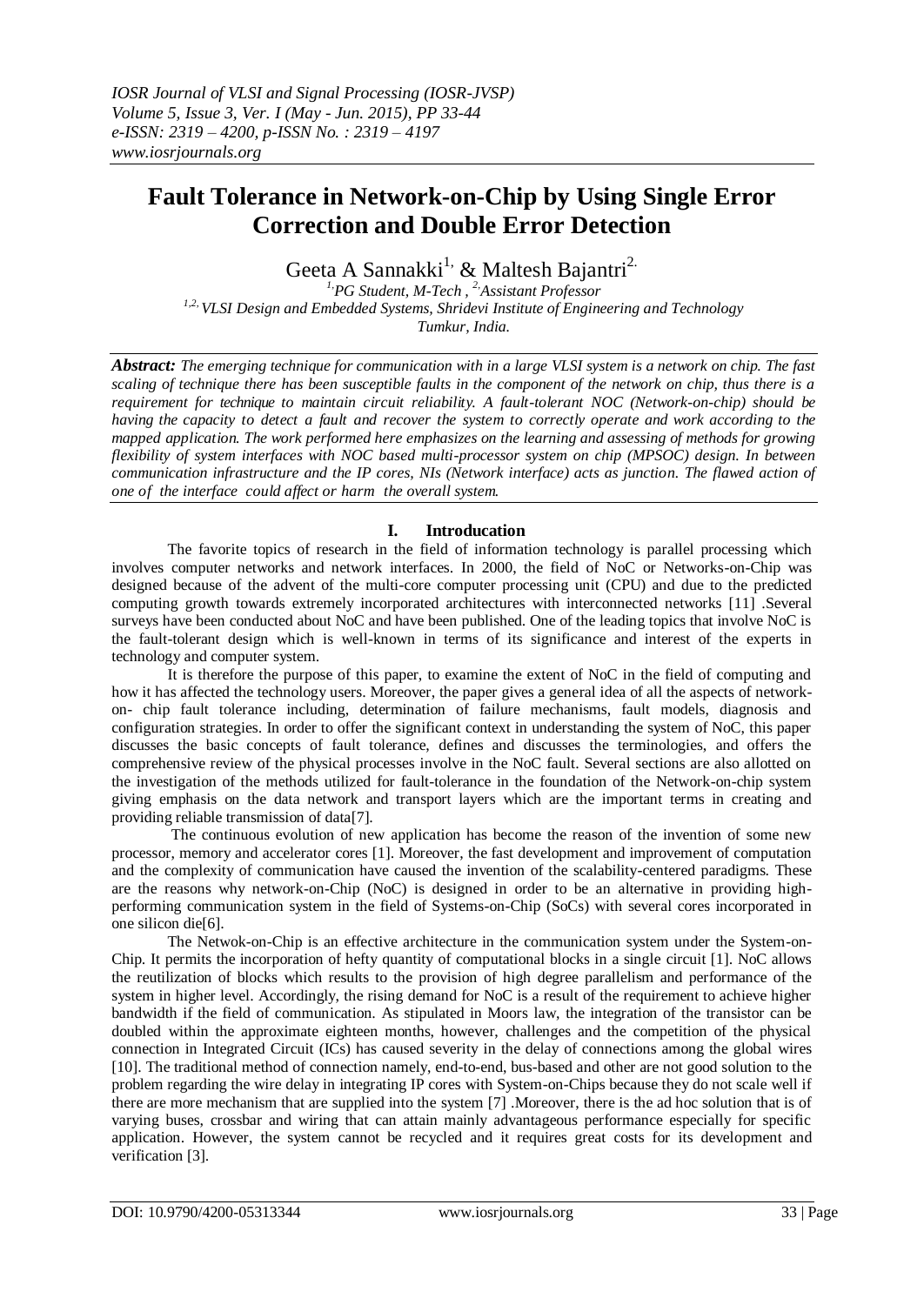# Fault Tolerance in Network-on-Chip by Using Single Error Correction and Double Error Detection

Geeta A Sannakki[1,] & Maltesh Bajantri[2.]

[1,]PG Student, M-Tech , [2,]Assistant Professor
[1,2,]VLSI Design and Embedded Systems, Shridevi Institute of Engineering and Technology
Tumkur, India.

***Abstract:*** *The emerging technique for communication with in a large VLSI system is a network on chip. The fast scaling of technique there has been susceptible faults in the component of the network on chip, thus there is a requirement for technique to maintain circuit reliability. A fault-tolerant NOC (Network-on-chip) should be having the capacity to detect a fault and recover the system to correctly operate and work according to the mapped application. The work performed here emphasizes on the learning and assessing of methods for growing flexibility of system interfaces with NOC based multi-processor system on chip (MPSOC) design. In between communication infrastructure and the IP cores, NIs (Network interface) acts as junction. The flawed action of one of the interface could affect or harm the overall system.*

## I. Introducation

The favorite topics of research in the field of information technology is parallel processing which involves computer networks and network interfaces. In 2000, the field of NoC or Networks-on-Chip was designed because of the advent of the multi-core computer processing unit (CPU) and due to the predicted computing growth towards extremely incorporated architectures with interconnected networks [11] .Several surveys have been conducted about NoC and have been published. One of the leading topics that involve NoC is the fault-tolerant design which is well-known in terms of its significance and interest of the experts in technology and computer system.

It is therefore the purpose of this paper, to examine the extent of NoC in the field of computing and how it has affected the technology users. Moreover, the paper gives a general idea of all the aspects of network-on- chip fault tolerance including, determination of failure mechanisms, fault models, diagnosis and configuration strategies. In order to offer the significant context in understanding the system of NoC, this paper discusses the basic concepts of fault tolerance, defines and discusses the terminologies, and offers the comprehensive review of the physical processes involve in the NoC fault. Several sections are also allotted on the investigation of the methods utilized for fault-tolerance in the foundation of the Network-on-chip system giving emphasis on the data network and transport layers which are the important terms in creating and providing reliable transmission of data[7].

The continuous evolution of new application has become the reason of the invention of some new processor, memory and accelerator cores [1]. Moreover, the fast development and improvement of computation and the complexity of communication have caused the invention of the scalability-centered paradigms. These are the reasons why network-on-Chip (NoC) is designed in order to be an alternative in providing high-performing communication system in the field of Systems-on-Chip (SoCs) with several cores incorporated in one silicon die[6].

The Netwok-on-Chip is an effective architecture in the communication system under the System-on-Chip. It permits the incorporation of hefty quantity of computational blocks in a single circuit [1]. NoC allows the reutilization of blocks which results to the provision of high degree parallelism and performance of the system in higher level. Accordingly, the rising demand for NoC is a result of the requirement to achieve higher bandwidth if the field of communication. As stipulated in Moors law, the integration of the transistor can be doubled within the approximate eighteen months, however, challenges and the competition of the physical connection in Integrated Circuit (ICs) has caused severity in the delay of connections among the global wires [10]. The traditional method of connection namely, end-to-end, bus-based and other are not good solution to the problem regarding the wire delay in integrating IP cores with System-on-Chips because they do not scale well if there are more mechanism that are supplied into the system [7] .Moreover, there is the ad hoc solution that is of varying buses, crossbar and wiring that can attain mainly advantageous performance especially for specific application. However, the system cannot be recycled and it requires great costs for its development and verification [3].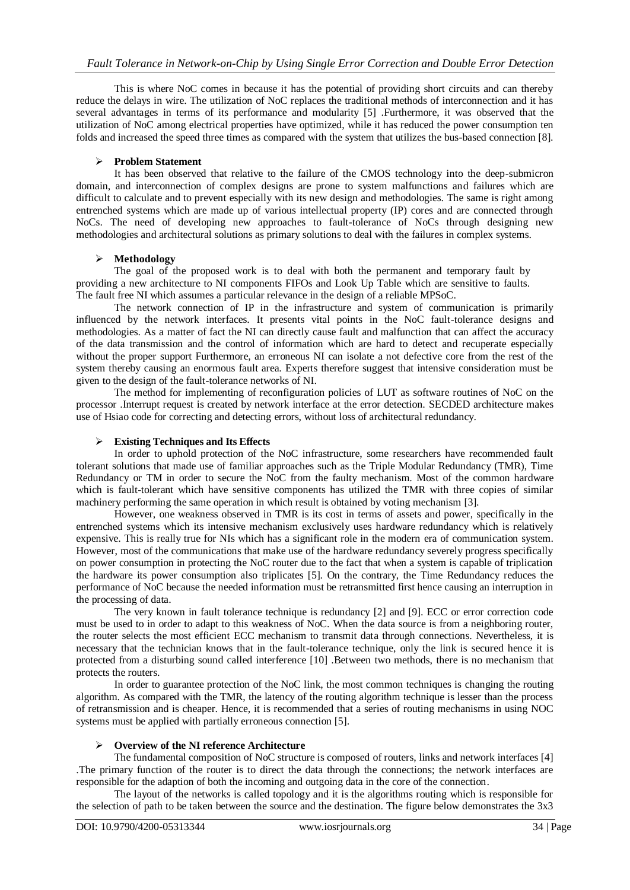This is where NoC comes in because it has the potential of providing short circuits and can thereby reduce the delays in wire. The utilization of NoC replaces the traditional methods of interconnection and it has several advantages in terms of its performance and modularity [5] .Furthermore, it was observed that the utilization of NoC among electrical properties have optimized, while it has reduced the power consumption ten folds and increased the speed three times as compared with the system that utilizes the bus-based connection [8].

## ➢ Problem Statement

It has been observed that relative to the failure of the CMOS technology into the deep-submicron domain, and interconnection of complex designs are prone to system malfunctions and failures which are difficult to calculate and to prevent especially with its new design and methodologies. The same is right among entrenched systems which are made up of various intellectual property (IP) cores and are connected through NoCs. The need of developing new approaches to fault-tolerance of NoCs through designing new methodologies and architectural solutions as primary solutions to deal with the failures in complex systems.

## ➢ Methodology

The goal of the proposed work is to deal with both the permanent and temporary fault by providing a new architecture to NI components FIFOs and Look Up Table which are sensitive to faults. The fault free NI which assumes a particular relevance in the design of a reliable MPSoC.

The network connection of IP in the infrastructure and system of communication is primarily influenced by the network interfaces. It presents vital points in the NoC fault-tolerance designs and methodologies. As a matter of fact the NI can directly cause fault and malfunction that can affect the accuracy of the data transmission and the control of information which are hard to detect and recuperate especially without the proper support Furthermore, an erroneous NI can isolate a not defective core from the rest of the system thereby causing an enormous fault area. Experts therefore suggest that intensive consideration must be given to the design of the fault-tolerance networks of NI.

The method for implementing of reconfiguration policies of LUT as software routines of NoC on the processor .Interrupt request is created by network interface at the error detection. SECDED architecture makes use of Hsiao code for correcting and detecting errors, without loss of architectural redundancy.

## ➢ Existing Techniques and Its Effects

In order to uphold protection of the NoC infrastructure, some researchers have recommended fault tolerant solutions that made use of familiar approaches such as the Triple Modular Redundancy (TMR), Time Redundancy or TM in order to secure the NoC from the faulty mechanism. Most of the common hardware which is fault-tolerant which have sensitive components has utilized the TMR with three copies of similar machinery performing the same operation in which result is obtained by voting mechanism [3].

However, one weakness observed in TMR is its cost in terms of assets and power, specifically in the entrenched systems which its intensive mechanism exclusively uses hardware redundancy which is relatively expensive. This is really true for NIs which has a significant role in the modern era of communication system. However, most of the communications that make use of the hardware redundancy severely progress specifically on power consumption in protecting the NoC router due to the fact that when a system is capable of triplication the hardware its power consumption also triplicates [5]. On the contrary, the Time Redundancy reduces the performance of NoC because the needed information must be retransmitted first hence causing an interruption in the processing of data.

The very known in fault tolerance technique is redundancy [2] and [9]. ECC or error correction code must be used to in order to adapt to this weakness of NoC. When the data source is from a neighboring router, the router selects the most efficient ECC mechanism to transmit data through connections. Nevertheless, it is necessary that the technician knows that in the fault-tolerance technique, only the link is secured hence it is protected from a disturbing sound called interference [10] .Between two methods, there is no mechanism that protects the routers.

In order to guarantee protection of the NoC link, the most common techniques is changing the routing algorithm. As compared with the TMR, the latency of the routing algorithm technique is lesser than the process of retransmission and is cheaper. Hence, it is recommended that a series of routing mechanisms in using NOC systems must be applied with partially erroneous connection [5].

## ➢ Overview of the NI reference Architecture

The fundamental composition of NoC structure is composed of routers, links and network interfaces [4] .The primary function of the router is to direct the data through the connections; the network interfaces are responsible for the adaption of both the incoming and outgoing data in the core of the connection.

The layout of the networks is called topology and it is the algorithms routing which is responsible for the selection of path to be taken between the source and the destination. The figure below demonstrates the 3x3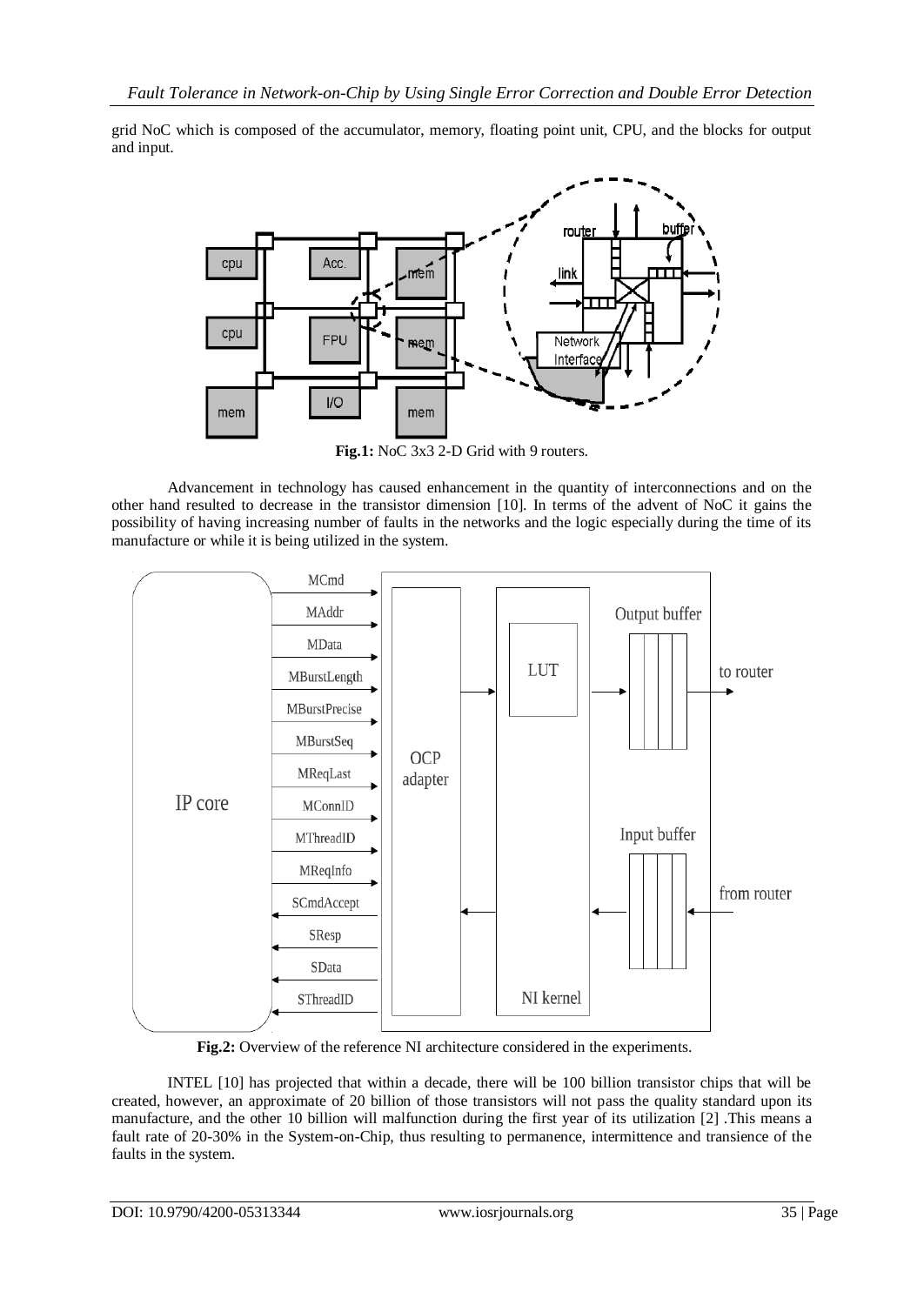grid NoC which is composed of the accumulator, memory, floating point unit, CPU, and the blocks for output and input.

**Fig.1:** NoC 3x3 2-D Grid with 9 routers.

Advancement in technology has caused enhancement in the quantity of interconnections and on the other hand resulted to decrease in the transistor dimension [10]. In terms of the advent of NoC it gains the possibility of having increasing number of faults in the networks and the logic especially during the time of its manufacture or while it is being utilized in the system.

**Fig.2:** Overview of the reference NI architecture considered in the experiments.

INTEL [10] has projected that within a decade, there will be 100 billion transistor chips that will be created, however, an approximate of 20 billion of those transistors will not pass the quality standard upon its manufacture, and the other 10 billion will malfunction during the first year of its utilization [2] .This means a fault rate of 20-30% in the System-on-Chip, thus resulting to permanence, intermittence and transience of the faults in the system.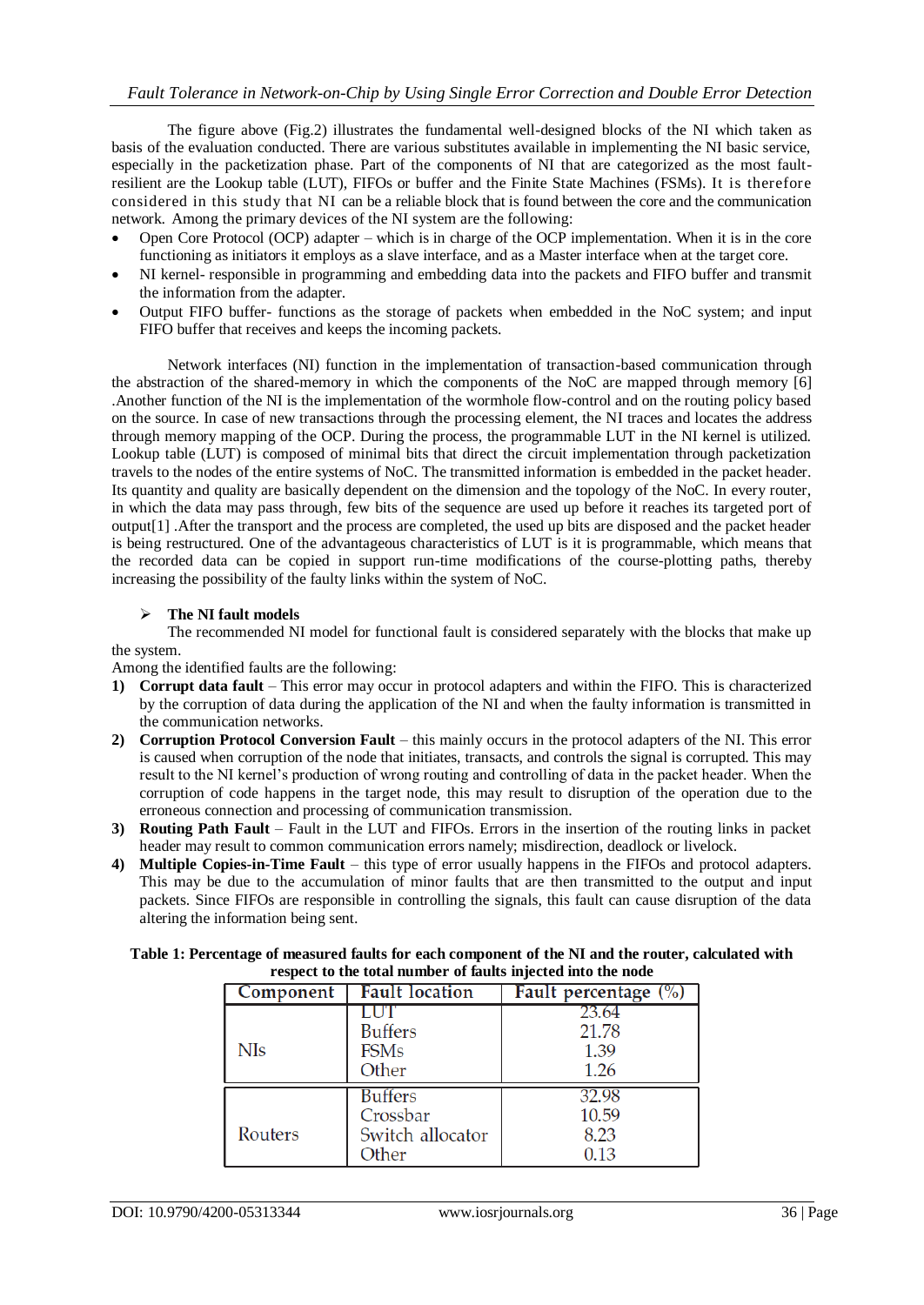The figure above (Fig.2) illustrates the fundamental well-designed blocks of the NI which taken as basis of the evaluation conducted. There are various substitutes available in implementing the NI basic service, especially in the packetization phase. Part of the components of NI that are categorized as the most fault-resilient are the Lookup table (LUT), FIFOs or buffer and the Finite State Machines (FSMs). It is therefore considered in this study that NI can be a reliable block that is found between the core and the communication network. Among the primary devices of the NI system are the following:

- Open Core Protocol (OCP) adapter – which is in charge of the OCP implementation. When it is in the core functioning as initiators it employs as a slave interface, and as a Master interface when at the target core.
- NI kernel- responsible in programming and embedding data into the packets and FIFO buffer and transmit the information from the adapter.
- Output FIFO buffer- functions as the storage of packets when embedded in the NoC system; and input FIFO buffer that receives and keeps the incoming packets.

Network interfaces (NI) function in the implementation of transaction-based communication through the abstraction of the shared-memory in which the components of the NoC are mapped through memory [6] .Another function of the NI is the implementation of the wormhole flow-control and on the routing policy based on the source. In case of new transactions through the processing element, the NI traces and locates the address through memory mapping of the OCP. During the process, the programmable LUT in the NI kernel is utilized. Lookup table (LUT) is composed of minimal bits that direct the circuit implementation through packetization travels to the nodes of the entire systems of NoC. The transmitted information is embedded in the packet header. Its quantity and quality are basically dependent on the dimension and the topology of the NoC. In every router, in which the data may pass through, few bits of the sequence are used up before it reaches its targeted port of output[1] .After the transport and the process are completed, the used up bits are disposed and the packet header is being restructured. One of the advantageous characteristics of LUT is it is programmable, which means that the recorded data can be copied in support run-time modifications of the course-plotting paths, thereby increasing the possibility of the faulty links within the system of NoC.

- **The NI fault models**

The recommended NI model for functional fault is considered separately with the blocks that make up the system.

Among the identified faults are the following:

1) **Corrupt data fault** – This error may occur in protocol adapters and within the FIFO. This is characterized by the corruption of data during the application of the NI and when the faulty information is transmitted in the communication networks.
2) **Corruption Protocol Conversion Fault** – this mainly occurs in the protocol adapters of the NI. This error is caused when corruption of the node that initiates, transacts, and controls the signal is corrupted. This may result to the NI kernel's production of wrong routing and controlling of data in the packet header. When the corruption of code happens in the target node, this may result to disruption of the operation due to the erroneous connection and processing of communication transmission.
3) **Routing Path Fault** – Fault in the LUT and FIFOs. Errors in the insertion of the routing links in packet header may result to common communication errors namely; misdirection, deadlock or livelock.
4) **Multiple Copies-in-Time Fault** – this type of error usually happens in the FIFOs and protocol adapters. This may be due to the accumulation of minor faults that are then transmitted to the output and input packets. Since FIFOs are responsible in controlling the signals, this fault can cause disruption of the data altering the information being sent.

**Table 1: Percentage of measured faults for each component of the NI and the router, calculated with respect to the total number of faults injected into the node**

| Component | Fault location | Fault percentage (%) |
|---|---|---|
| NIs | LUT | 23.64 |
| | Buffers | 21.78 |
| | FSMs | 1.39 |
| | Other | 1.26 |
| Routers | Buffers | 32.98 |
| | Crossbar | 10.59 |
| | Switch allocator | 8.23 |
| | Other | 0.13 |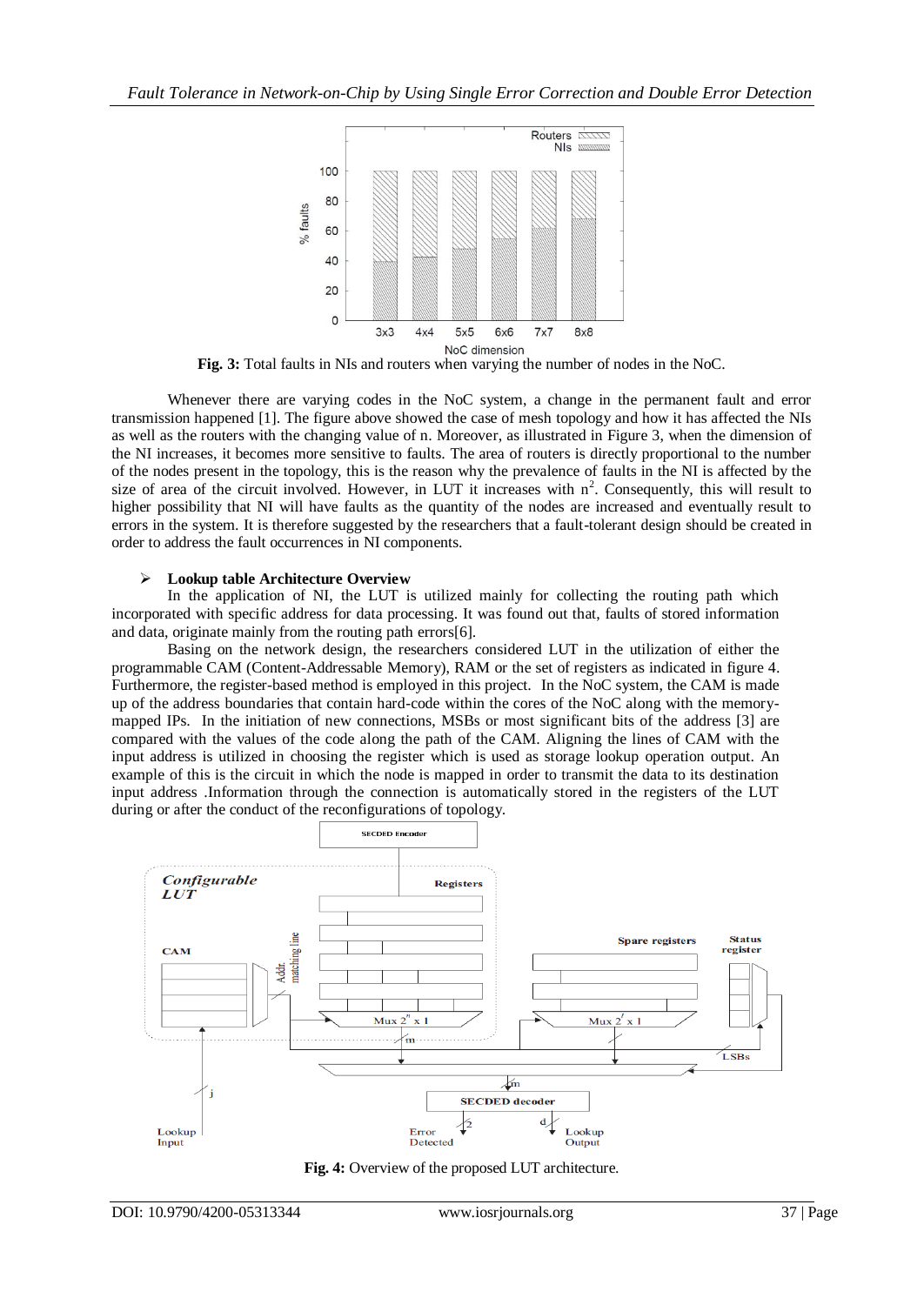**Fig. 3:** Total faults in NIs and routers when varying the number of nodes in the NoC.

Whenever there are varying codes in the NoC system, a change in the permanent fault and error transmission happened [1]. The figure above showed the case of mesh topology and how it has affected the NIs as well as the routers with the changing value of n. Moreover, as illustrated in Figure 3, when the dimension of the NI increases, it becomes more sensitive to faults. The area of routers is directly proportional to the number of the nodes present in the topology, this is the reason why the prevalence of faults in the NI is affected by the size of area of the circuit involved. However, in LUT it increases with $n^2$. Consequently, this will result to higher possibility that NI will have faults as the quantity of the nodes are increased and eventually result to errors in the system. It is therefore suggested by the researchers that a fault-tolerant design should be created in order to address the fault occurrences in NI components.

- **Lookup table Architecture Overview**

In the application of NI, the LUT is utilized mainly for collecting the routing path which incorporated with specific address for data processing. It was found out that, faults of stored information and data, originate mainly from the routing path errors[6].

Basing on the network design, the researchers considered LUT in the utilization of either the programmable CAM (Content-Addressable Memory), RAM or the set of registers as indicated in figure 4. Furthermore, the register-based method is employed in this project. In the NoC system, the CAM is made up of the address boundaries that contain hard-code within the cores of the NoC along with the memory-mapped IPs. In the initiation of new connections, MSBs or most significant bits of the address [3] are compared with the values of the code along the path of the CAM. Aligning the lines of CAM with the input address is utilized in choosing the register which is used as storage lookup operation output. An example of this is the circuit in which the node is mapped in order to transmit the data to its destination input address .Information through the connection is automatically stored in the registers of the LUT during or after the conduct of the reconfigurations of topology.

**Fig. 4:** Overview of the proposed LUT architecture.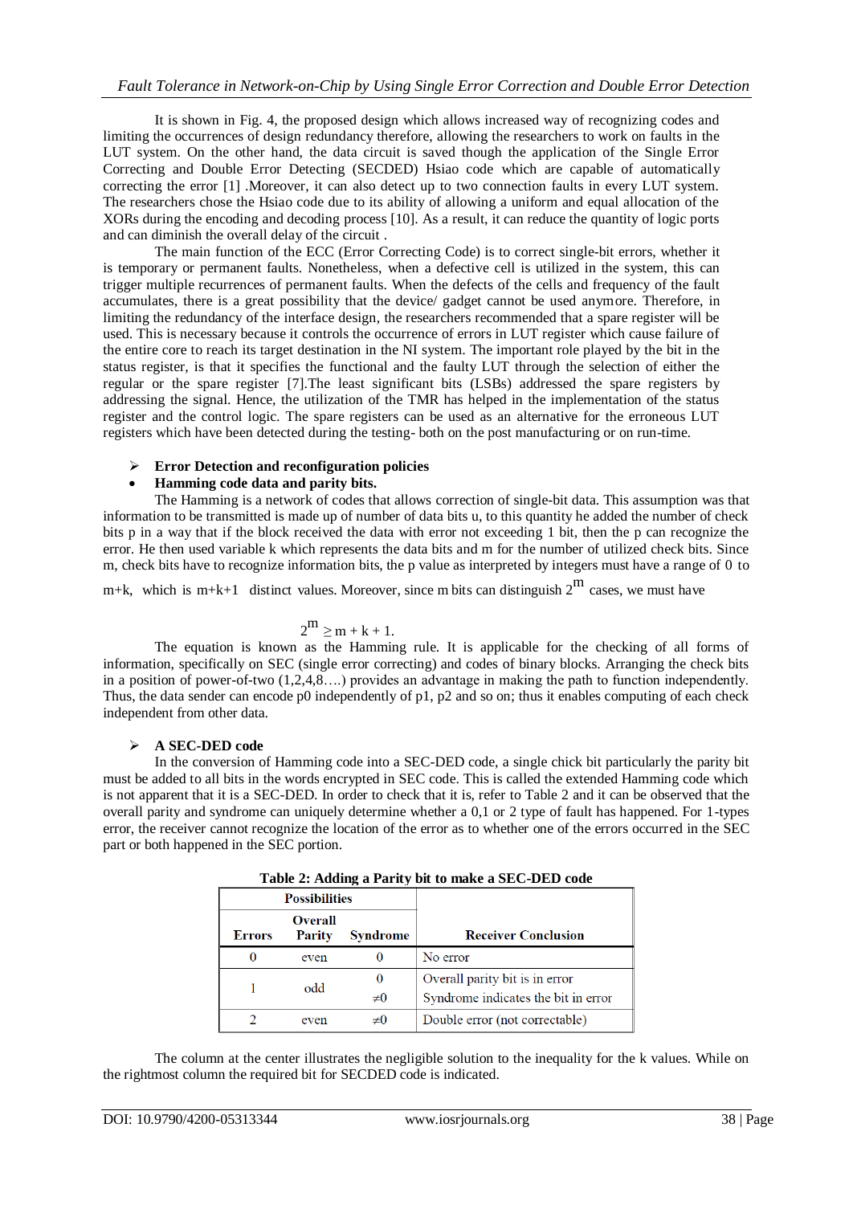It is shown in Fig. 4, the proposed design which allows increased way of recognizing codes and limiting the occurrences of design redundancy therefore, allowing the researchers to work on faults in the LUT system. On the other hand, the data circuit is saved though the application of the Single Error Correcting and Double Error Detecting (SECDED) Hsiao code which are capable of automatically correcting the error [1] .Moreover, it can also detect up to two connection faults in every LUT system. The researchers chose the Hsiao code due to its ability of allowing a uniform and equal allocation of the XORs during the encoding and decoding process [10]. As a result, it can reduce the quantity of logic ports and can diminish the overall delay of the circuit .

The main function of the ECC (Error Correcting Code) is to correct single-bit errors, whether it is temporary or permanent faults. Nonetheless, when a defective cell is utilized in the system, this can trigger multiple recurrences of permanent faults. When the defects of the cells and frequency of the fault accumulates, there is a great possibility that the device/ gadget cannot be used anymore. Therefore, in limiting the redundancy of the interface design, the researchers recommended that a spare register will be used. This is necessary because it controls the occurrence of errors in LUT register which cause failure of the entire core to reach its target destination in the NI system. The important role played by the bit in the status register, is that it specifies the functional and the faulty LUT through the selection of either the regular or the spare register [7].The least significant bits (LSBs) addressed the spare registers by addressing the signal. Hence, the utilization of the TMR has helped in the implementation of the status register and the control logic. The spare registers can be used as an alternative for the erroneous LUT registers which have been detected during the testing- both on the post manufacturing or on run-time.

- **Error Detection and reconfiguration policies**
- **Hamming code data and parity bits.**

The Hamming is a network of codes that allows correction of single-bit data. This assumption was that information to be transmitted is made up of number of data bits u, to this quantity he added the number of check bits p in a way that if the block received the data with error not exceeding 1 bit, then the p can recognize the error. He then used variable k which represents the data bits and m for the number of utilized check bits. Since m, check bits have to recognize information bits, the p value as interpreted by integers must have a range of 0 to m+k, which is m+k+1 distinct values. Moreover, since m bits can distinguish $2^m$ cases, we must have

$$2^m \geq m + k + 1.$$

The equation is known as the Hamming rule. It is applicable for the checking of all forms of information, specifically on SEC (single error correcting) and codes of binary blocks. Arranging the check bits in a position of power-of-two (1,2,4,8….) provides an advantage in making the path to function independently. Thus, the data sender can encode p0 independently of p1, p2 and so on; thus it enables computing of each check independent from other data.

- **A SEC-DED code**

In the conversion of Hamming code into a SEC-DED code, a single chick bit particularly the parity bit must be added to all bits in the words encrypted in SEC code. This is called the extended Hamming code which is not apparent that it is a SEC-DED. In order to check that it is, refer to Table 2 and it can be observed that the overall parity and syndrome can uniquely determine whether a 0,1 or 2 type of fault has happened. For 1-types error, the receiver cannot recognize the location of the error as to whether one of the errors occurred in the SEC part or both happened in the SEC portion.

**Table 2: Adding a Parity bit to make a SEC-DED code**

| Possibilities | | | |
|---|---|---|---|
| **Errors** | **Overall Parity** | **Syndrome** | **Receiver Conclusion** |
| 0 | even | 0 | No error |
| 1 | odd | 0 | Overall parity bit is in error |
| | | ≠0 | Syndrome indicates the bit in error |
| 2 | even | ≠0 | Double error (not correctable) |

The column at the center illustrates the negligible solution to the inequality for the k values. While on the rightmost column the required bit for SECDED code is indicated.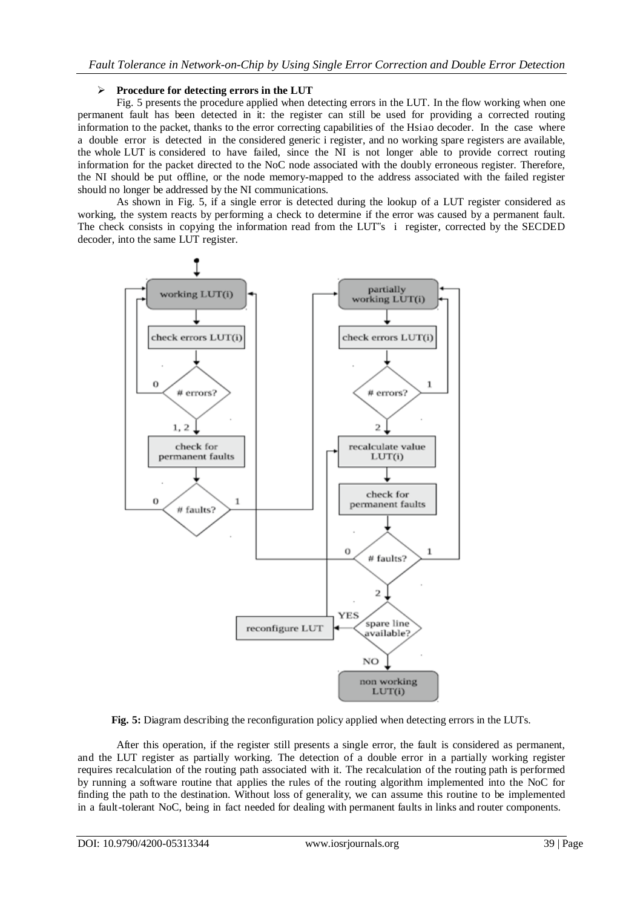## ➢ Procedure for detecting errors in the LUT

Fig. 5 presents the procedure applied when detecting errors in the LUT. In the flow working when one permanent fault has been detected in it: the register can still be used for providing a corrected routing information to the packet, thanks to the error correcting capabilities of the Hsiao decoder. In the case where a double error is detected in the considered generic i register, and no working spare registers are available, the whole LUT is considered to have failed, since the NI is not longer able to provide correct routing information for the packet directed to the NoC node associated with the doubly erroneous register. Therefore, the NI should be put offline, or the node memory-mapped to the address associated with the failed register should no longer be addressed by the NI communications.

As shown in Fig. 5, if a single error is detected during the lookup of a LUT register considered as working, the system reacts by performing a check to determine if the error was caused by a permanent fault. The check consists in copying the information read from the LUT"s i register, corrected by the SECDED decoder, into the same LUT register.

**Fig. 5:** Diagram describing the reconfiguration policy applied when detecting errors in the LUTs.

After this operation, if the register still presents a single error, the fault is considered as permanent, and the LUT register as partially working. The detection of a double error in a partially working register requires recalculation of the routing path associated with it. The recalculation of the routing path is performed by running a software routine that applies the rules of the routing algorithm implemented into the NoC for finding the path to the destination. Without loss of generality, we can assume this routine to be implemented in a fault-tolerant NoC, being in fact needed for dealing with permanent faults in links and router components.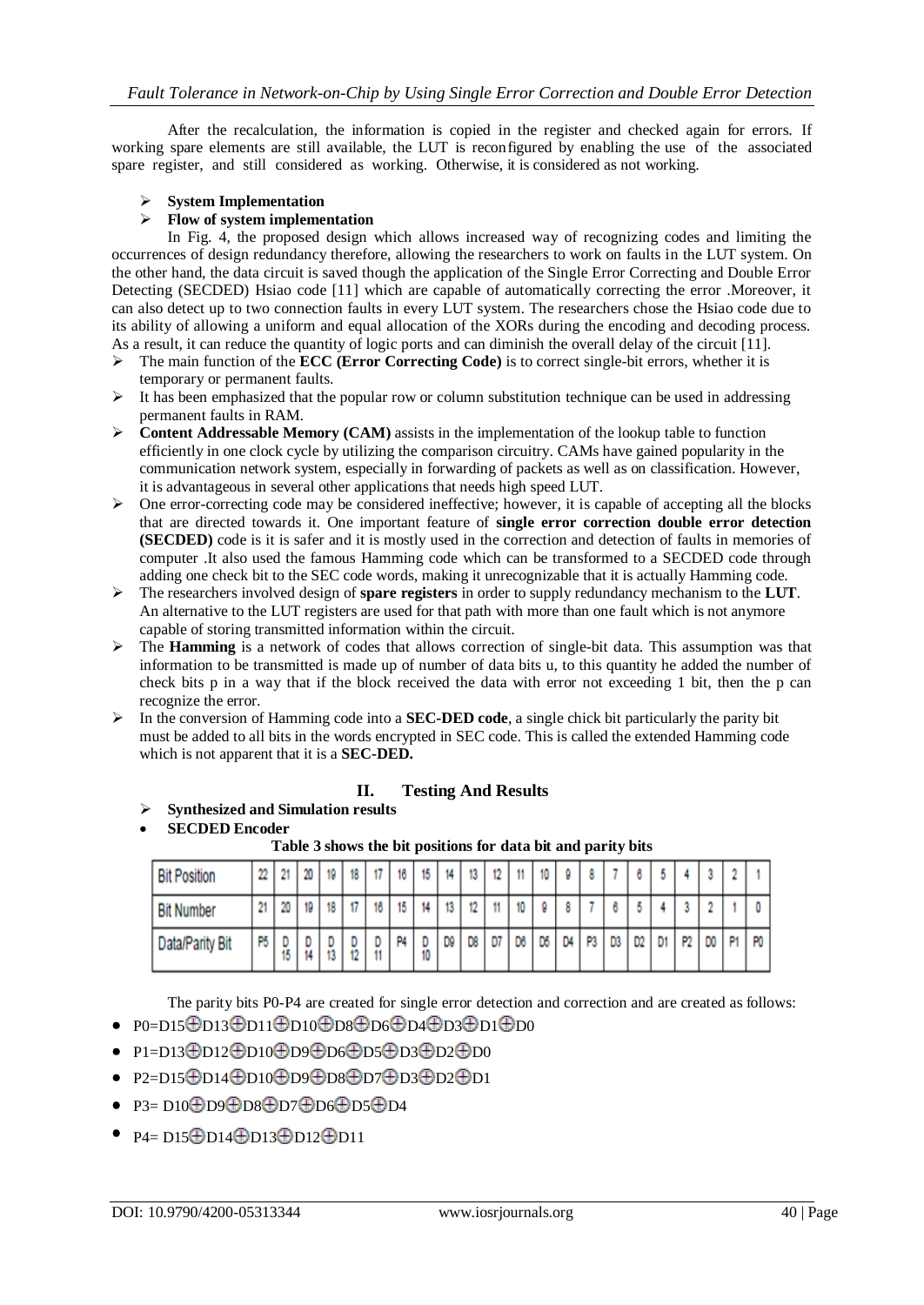After the recalculation, the information is copied in the register and checked again for errors. If working spare elements are still available, the LUT is reconfigured by enabling the use of the associated spare register, and still considered as working. Otherwise, it is considered as not working.

- **System Implementation**
- **Flow of system implementation**

In Fig. 4, the proposed design which allows increased way of recognizing codes and limiting the occurrences of design redundancy therefore, allowing the researchers to work on faults in the LUT system. On the other hand, the data circuit is saved though the application of the Single Error Correcting and Double Error Detecting (SECDED) Hsiao code [11] which are capable of automatically correcting the error .Moreover, it can also detect up to two connection faults in every LUT system. The researchers chose the Hsiao code due to its ability of allowing a uniform and equal allocation of the XORs during the encoding and decoding process. As a result, it can reduce the quantity of logic ports and can diminish the overall delay of the circuit [11].

- The main function of the **ECC (Error Correcting Code)** is to correct single-bit errors, whether it is temporary or permanent faults.
- It has been emphasized that the popular row or column substitution technique can be used in addressing permanent faults in RAM.
- **Content Addressable Memory (CAM)** assists in the implementation of the lookup table to function efficiently in one clock cycle by utilizing the comparison circuitry. CAMs have gained popularity in the communication network system, especially in forwarding of packets as well as on classification. However, it is advantageous in several other applications that needs high speed LUT.
- One error-correcting code may be considered ineffective; however, it is capable of accepting all the blocks that are directed towards it. One important feature of **single error correction double error detection (SECDED)** code is it is safer and it is mostly used in the correction and detection of faults in memories of computer .It also used the famous Hamming code which can be transformed to a SECDED code through adding one check bit to the SEC code words, making it unrecognizable that it is actually Hamming code.
- The researchers involved design of **spare registers** in order to supply redundancy mechanism to the **LUT**. An alternative to the LUT registers are used for that path with more than one fault which is not anymore capable of storing transmitted information within the circuit.
- The **Hamming** is a network of codes that allows correction of single-bit data. This assumption was that information to be transmitted is made up of number of data bits u, to this quantity he added the number of check bits p in a way that if the block received the data with error not exceeding 1 bit, then the p can recognize the error.
- In the conversion of Hamming code into a **SEC-DED code**, a single chick bit particularly the parity bit must be added to all bits in the words encrypted in SEC code. This is called the extended Hamming code which is not apparent that it is a **SEC-DED.**

## II. Testing And Results

- **Synthesized and Simulation results**
- **SECDED Encoder**

**Table 3 shows the bit positions for data bit and parity bits**

| Bit Position | 22 | 21 | 20 | 19 | 18 | 17 | 16 | 15 | 14 | 13 | 12 | 11 | 10 | 9 | 8 | 7 | 6 | 5 | 4 | 3 | 2 | 1 |
|---|---|---|---|---|---|---|---|---|---|---|---|---|---|---|---|---|---|---|---|---|---|---|
| Bit Number | 21 | 20 | 19 | 18 | 17 | 16 | 15 | 14 | 13 | 12 | 11 | 10 | 9 | 8 | 7 | 6 | 5 | 4 | 3 | 2 | 1 | 0 |
| Data/Parity Bit | P5 | D15 | D14 | D13 | D12 | D11 | P4 | D10 | D9 | D8 | D7 | D6 | D5 | D4 | P3 | D3 | D2 | D1 | P2 | D0 | P1 | P0 |

The parity bits P0-P4 are created for single error detection and correction and are created as follows:

- $P0=D15 \oplus D13 \oplus D11 \oplus D10 \oplus D8 \oplus D6 \oplus D4 \oplus D3 \oplus D1 \oplus D0$
- $P1=D13 \oplus D12 \oplus D10 \oplus D9 \oplus D6 \oplus D5 \oplus D3 \oplus D2 \oplus D0$
- $P2=D15 \oplus D14 \oplus D10 \oplus D9 \oplus D8 \oplus D7 \oplus D3 \oplus D2 \oplus D1$
- $P3= D10 \oplus D9 \oplus D8 \oplus D7 \oplus D6 \oplus D5 \oplus D4$
- $P4= D15 \oplus D14 \oplus D13 \oplus D12 \oplus D11$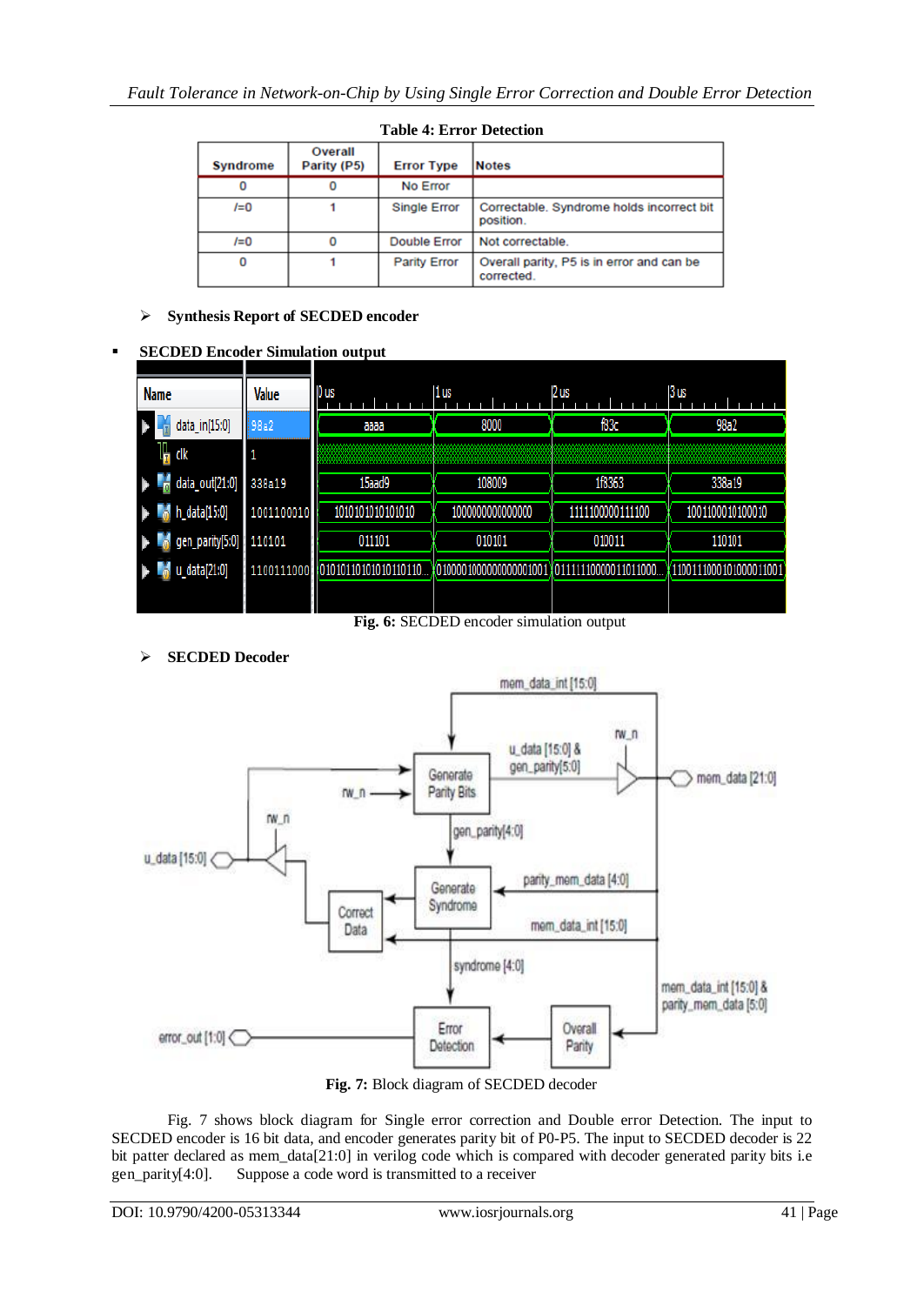**Table 4: Error Detection**

| Syndrome | Overall Parity (P5) | Error Type | Notes |
|---|---|---|---|
| 0 | 0 | No Error | |
| /=0 | 1 | Single Error | Correctable. Syndrome holds incorrect bit position. |
| /=0 | 0 | Double Error | Not correctable. |
| 0 | 1 | Parity Error | Overall parity, P5 is in error and can be corrected. |

➢ **Synthesis Report of SECDED encoder**

- **SECDED Encoder Simulation output**

**Fig. 6:** SECDED encoder simulation output

➢ **SECDED Decoder**

**Fig. 7:** Block diagram of SECDED decoder

Fig. 7 shows block diagram for Single error correction and Double error Detection. The input to SECDED encoder is 16 bit data, and encoder generates parity bit of P0-P5. The input to SECDED decoder is 22 bit patter declared as mem_data[21:0] in verilog code which is compared with decoder generated parity bits i.e gen_parity[4:0]. Suppose a code word is transmitted to a receiver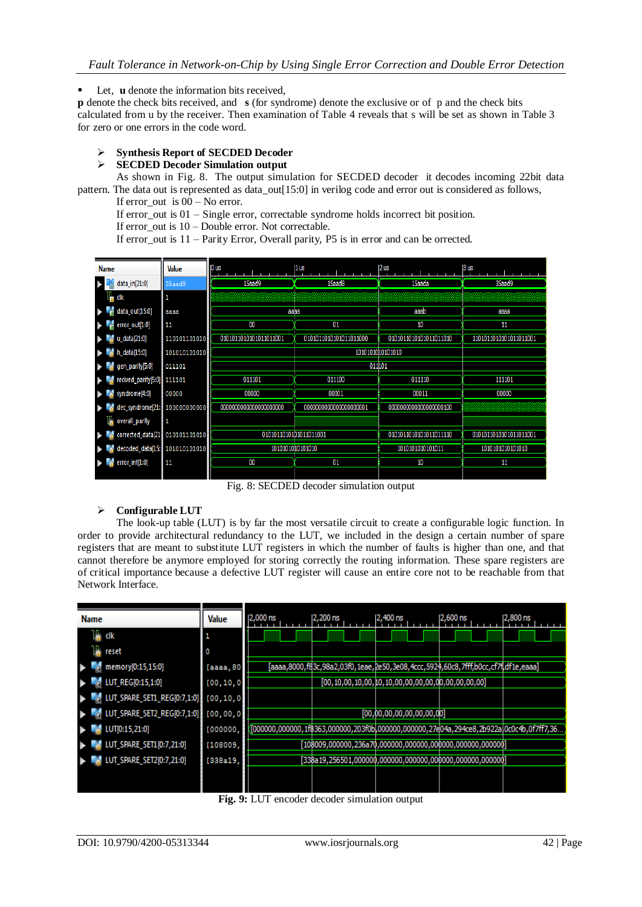- Let, **u** denote the information bits received,

**p** denote the check bits received, and **s** (for syndrome) denote the exclusive or of p and the check bits calculated from u by the receiver. Then examination of Table 4 reveals that s will be set as shown in Table 3 for zero or one errors in the code word.

- **Synthesis Report of SECDED Decoder**
- **SECDED Decoder Simulation output**

As shown in Fig. 8. The output simulation for SECDED decoder it decodes incoming 22bit data pattern. The data out is represented as data_out[15:0] in verilog code and error out is considered as follows,

If error_out is 00 – No error.
If error_out is 01 – Single error, correctable syndrome holds incorrect bit position.
If error_out is 10 – Double error. Not correctable.
If error_out is 11 – Parity Error, Overall parity, P5 is in error and can be orrected.

Fig. 8: SECDED decoder simulation output

- **Configurable LUT**

The look-up table (LUT) is by far the most versatile circuit to create a configurable logic function. In order to provide architectural redundancy to the LUT, we included in the design a certain number of spare registers that are meant to substitute LUT registers in which the number of faults is higher than one, and that cannot therefore be anymore employed for storing correctly the routing information. These spare registers are of critical importance because a defective LUT register will cause an entire core not to be reachable from that Network Interface.

**Fig. 9:** LUT encoder decoder simulation output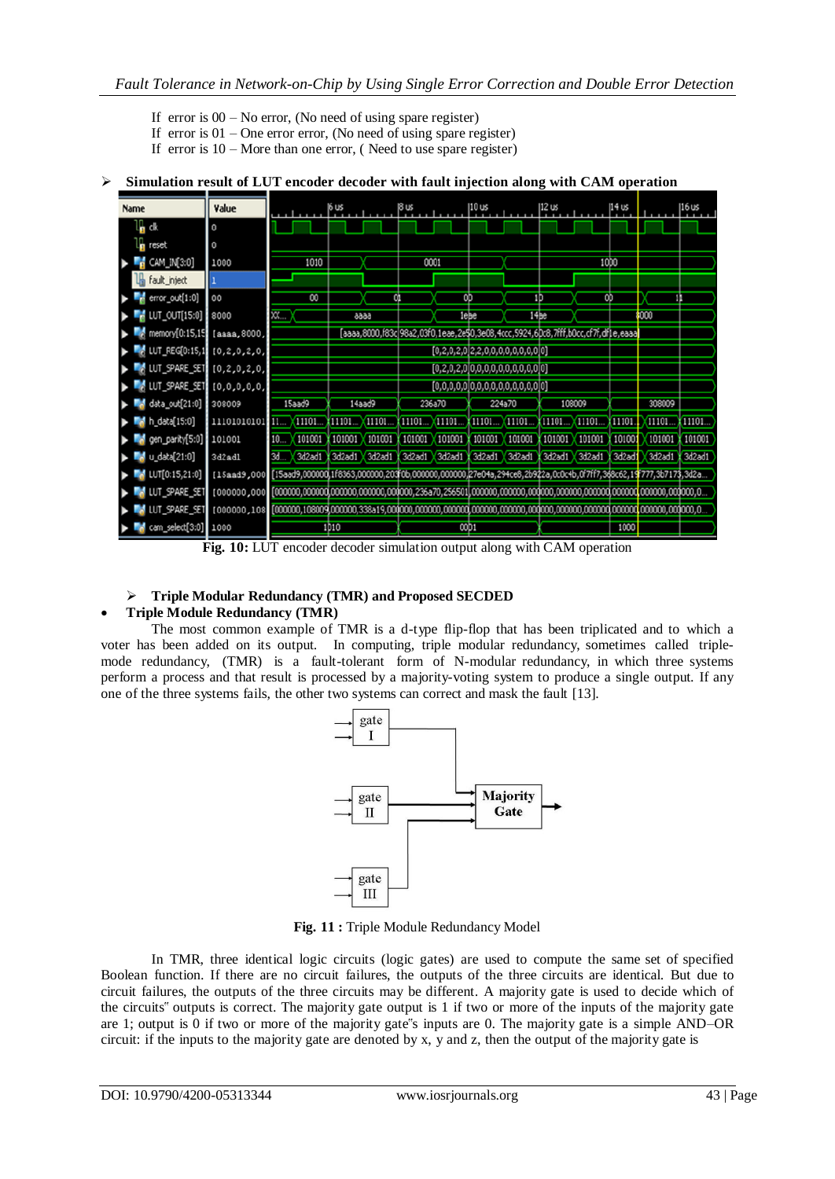If error is 00 – No error, (No need of using spare register)
If error is 01 – One error error, (No need of using spare register)
If error is 10 – More than one error, ( Need to use spare register)

- **Simulation result of LUT encoder decoder with fault injection along with CAM operation**

**Fig. 10:** LUT encoder decoder simulation output along with CAM operation

- **Triple Modular Redundancy (TMR) and Proposed SECDED**

- **Triple Module Redundancy (TMR)**

The most common example of TMR is a d-type flip-flop that has been triplicated and to which a voter has been added on its output. In computing, triple modular redundancy, sometimes called triple-mode redundancy, (TMR) is a fault-tolerant form of N-modular redundancy, in which three systems perform a process and that result is processed by a majority-voting system to produce a single output. If any one of the three systems fails, the other two systems can correct and mask the fault [13].

**Fig. 11 :** Triple Module Redundancy Model

In TMR, three identical logic circuits (logic gates) are used to compute the same set of specified Boolean function. If there are no circuit failures, the outputs of the three circuits are identical. But due to circuit failures, the outputs of the three circuits may be different. A majority gate is used to decide which of the circuits" outputs is correct. The majority gate output is 1 if two or more of the inputs of the majority gate are 1; output is 0 if two or more of the majority gate"s inputs are 0. The majority gate is a simple AND–OR circuit: if the inputs to the majority gate are denoted by x, y and z, then the output of the majority gate is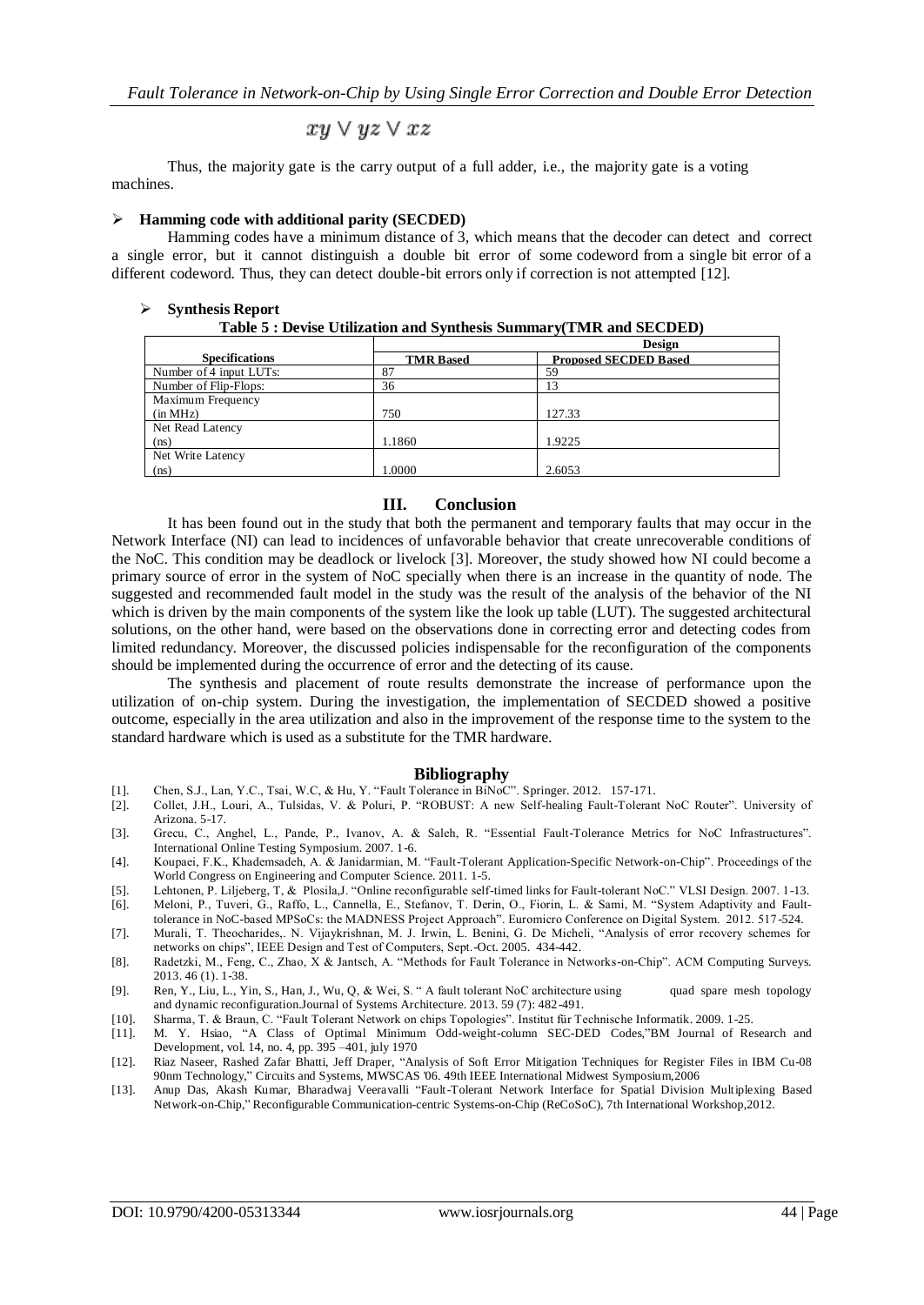$$xy \vee yz \vee xz$$

Thus, the majority gate is the carry output of a full adder, i.e., the majority gate is a voting machines.

- **Hamming code with additional parity (SECDED)**

Hamming codes have a minimum distance of 3, which means that the decoder can detect and correct a single error, but it cannot distinguish a double bit error of some codeword from a single bit error of a different codeword. Thus, they can detect double-bit errors only if correction is not attempted [12].

- **Synthesis Report**

**Table 5 : Devise Utilization and Synthesis Summary(TMR and SECDED)**

| | Design | |
|---|---|---|
| **Specifications** | **TMR Based** | **Proposed SECDED Based** |
| Number of 4 input LUTs: | 87 | 59 |
| Number of Flip-Flops: | 36 | 13 |
| Maximum Frequency (in MHz) | 750 | 127.33 |
| Net Read Latency (ns) | 1.1860 | 1.9225 |
| Net Write Latency (ns) | 1.0000 | 2.6053 |

## III. Conclusion

It has been found out in the study that both the permanent and temporary faults that may occur in the Network Interface (NI) can lead to incidences of unfavorable behavior that create unrecoverable conditions of the NoC. This condition may be deadlock or livelock [3]. Moreover, the study showed how NI could become a primary source of error in the system of NoC specially when there is an increase in the quantity of node. The suggested and recommended fault model in the study was the result of the analysis of the behavior of the NI which is driven by the main components of the system like the look up table (LUT). The suggested architectural solutions, on the other hand, were based on the observations done in correcting error and detecting codes from limited redundancy. Moreover, the discussed policies indispensable for the reconfiguration of the components should be implemented during the occurrence of error and the detecting of its cause.

The synthesis and placement of route results demonstrate the increase of performance upon the utilization of on-chip system. During the investigation, the implementation of SECDED showed a positive outcome, especially in the area utilization and also in the improvement of the response time to the system to the standard hardware which is used as a substitute for the TMR hardware.

## Bibliography

[1]. Chen, S.J., Lan, Y.C., Tsai, W.C, & Hu, Y. "Fault Tolerance in BiNoC". Springer. 2012. 157-171.

[2]. Collet, J.H., Louri, A., Tulsidas, V. & Poluri, P. "ROBUST: A new Self-healing Fault-Tolerant NoC Router". University of Arizona. 5-17.

[3]. Grecu, C., Anghel, L., Pande, P., Ivanov, A. & Saleh, R. "Essential Fault-Tolerance Metrics for NoC Infrastructures". International Online Testing Symposium. 2007. 1-6.

[4]. Koupaei, F.K., Khademsadeh, A. & Janidarmian, M. "Fault-Tolerant Application-Specific Network-on-Chip". Proceedings of the World Congress on Engineering and Computer Science. 2011. 1-5.

[5]. Lehtonen, P. Liljeberg, T, & Plosila,J. "Online reconfigurable self-timed links for Fault-tolerant NoC." VLSI Design. 2007. 1-13.

[6]. Meloni, P., Tuveri, G., Raffo, L., Cannella, E., Stefanov, T. Derin, O., Fiorin, L. & Sami, M. "System Adaptivity and Fault-tolerance in NoC-based MPSoCs: the MADNESS Project Approach". Euromicro Conference on Digital System. 2012. 517-524.

[7]. Murali, T. Theocharides,. N. Vijaykrishnan, M. J. Irwin, L. Benini, G. De Micheli, "Analysis of error recovery schemes for networks on chips", IEEE Design and Test of Computers, Sept.-Oct. 2005. 434-442.

[8]. Radetzki, M., Feng, C., Zhao, X & Jantsch, A. "Methods for Fault Tolerance in Networks-on-Chip". ACM Computing Surveys. 2013. 46 (1). 1-38.

[9]. Ren, Y., Liu, L., Yin, S., Han, J., Wu, Q, & Wei, S. " A fault tolerant NoC architecture using quad spare mesh topology and dynamic reconfiguration.Journal of Systems Architecture. 2013. 59 (7): 482-491.

[10]. Sharma, T. & Braun, C. "Fault Tolerant Network on chips Topologies". Institut für Technische Informatik. 2009. 1-25.

[11]. M. Y. Hsiao, "A Class of Optimal Minimum Odd-weight-column SEC-DED Codes,"BM Journal of Research and Development, vol. 14, no. 4, pp. 395 –401, july 1970

[12]. Riaz Naseer, Rashed Zafar Bhatti, Jeff Draper, "Analysis of Soft Error Mitigation Techniques for Register Files in IBM Cu-08 90nm Technology," Circuits and Systems, MWSCAS '06. 49th IEEE International Midwest Symposium,2006

[13]. Anup Das, Akash Kumar, Bharadwaj Veeravalli "Fault-Tolerant Network Interface for Spatial Division Multiplexing Based Network-on-Chip," Reconfigurable Communication-centric Systems-on-Chip (ReCoSoC), 7th International Workshop,2012.